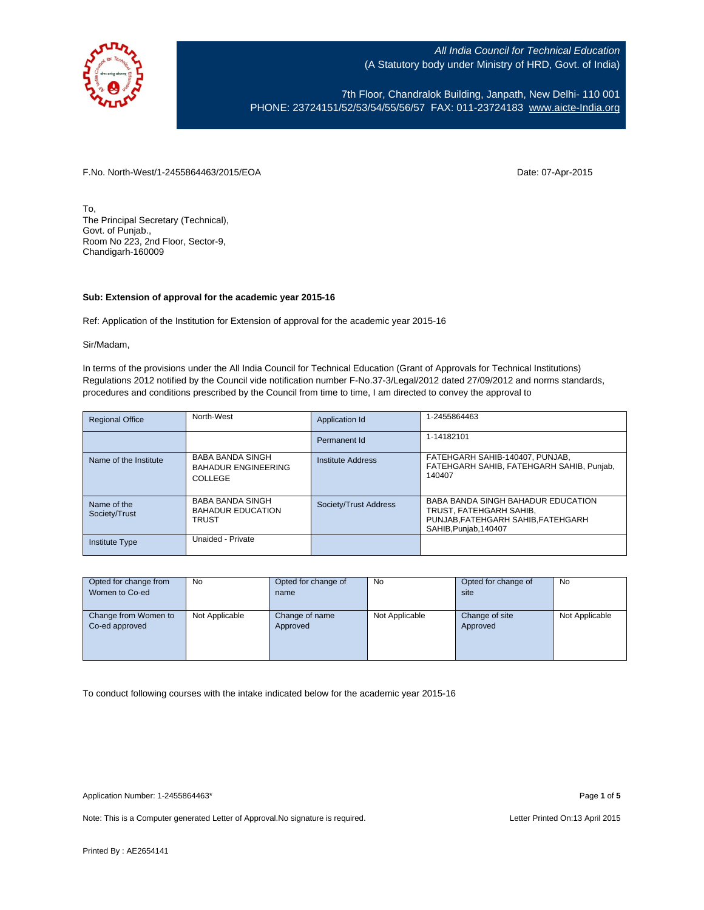All India Council for Technical Education
(A Statutory body under Ministry of HRD, Govt. of India)

7th Floor, Chandralok Building, Janpath, New Delhi- 110 001
PHONE: 23724151/52/53/54/55/56/57 FAX: 011-23724183 www.aicte-India.org

F.No. North-West/1-2455864463/2015/EOA

Date: 07-Apr-2015

To,
The Principal Secretary (Technical),
Govt. of Punjab.,
Room No 223, 2nd Floor, Sector-9,
Chandigarh-160009

**Sub: Extension of approval for the academic year 2015-16**

Ref: Application of the Institution for Extension of approval for the academic year 2015-16

Sir/Madam,

In terms of the provisions under the All India Council for Technical Education (Grant of Approvals for Technical Institutions) Regulations 2012 notified by the Council vide notification number F-No.37-3/Legal/2012 dated 27/09/2012 and norms standards, procedures and conditions prescribed by the Council from time to time, I am directed to convey the approval to

| Regional Office | North-West | Application Id | 1-2455864463 |
|---|---|---|---|
| | | Permanent Id | 1-14182101 |
| Name of the Institute | BABA BANDA SINGH BAHADUR ENGINEERING COLLEGE | Institute Address | FATEHGARH SAHIB-140407, PUNJAB, FATEHGARH SAHIB, FATEHGARH SAHIB, Punjab, 140407 |
| Name of the Society/Trust | BABA BANDA SINGH BAHADUR EDUCATION TRUST | Society/Trust Address | BABA BANDA SINGH BAHADUR EDUCATION TRUST, FATEHGARH SAHIB, PUNJAB,FATEHGARH SAHIB,FATEHGARH SAHIB,Punjab,140407 |
| Institute Type | Unaided - Private | | |

| Opted for change from Women to Co-ed | No | Opted for change of name | No | Opted for change of site | No |
|---|---|---|---|---|---|
| Change from Women to Co-ed approved | Not Applicable | Change of name Approved | Not Applicable | Change of site Approved | Not Applicable |

To conduct following courses with the intake indicated below for the academic year 2015-16

Application Number: 1-2455864463*

Note: This is a Computer generated Letter of Approval.No signature is required.

Letter Printed On:13 April 2015

Printed By : AE2654141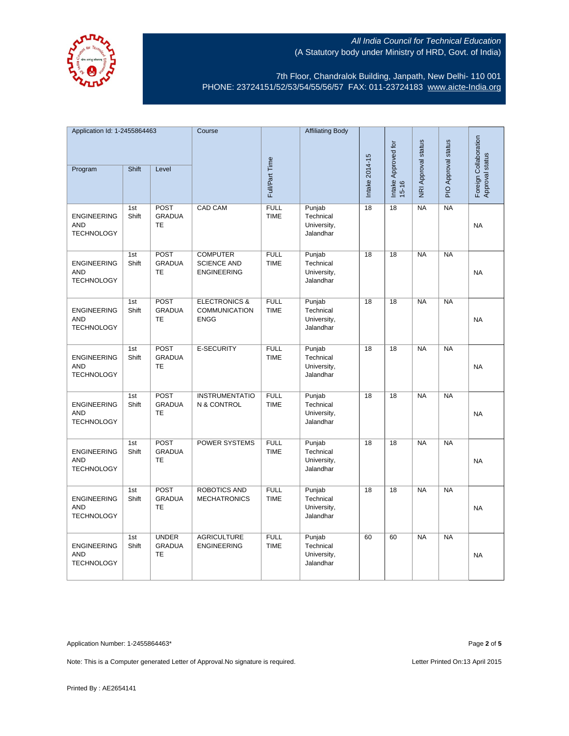All India Council for Technical Education
(A Statutory body under Ministry of HRD, Govt. of India)

7th Floor, Chandralok Building, Janpath, New Delhi- 110 001
PHONE: 23724151/52/53/54/55/56/57 FAX: 011-23724183 www.aicte-India.org

| Application Id: 1-2455864463 | | | Course | Full/Part Time | Affiliating Body | Intake 2014-15 | Intake Approved for 15-16 | NRI Approval status | PIO Approval status | Foreign Collaboration Approval status |
|---|---|---|---|---|---|---|---|---|---|---|
| Program | Shift | Level | | | | | | | | |
| ENGINEERING AND TECHNOLOGY | 1st Shift | POST GRADUATE | CAD CAM | FULL TIME | Punjab Technical University, Jalandhar | 18 | 18 | NA | NA | NA |
| ENGINEERING AND TECHNOLOGY | 1st Shift | POST GRADUATE | COMPUTER SCIENCE AND ENGINEERING | FULL TIME | Punjab Technical University, Jalandhar | 18 | 18 | NA | NA | NA |
| ENGINEERING AND TECHNOLOGY | 1st Shift | POST GRADUATE | ELECTRONICS & COMMUNICATION ENGG | FULL TIME | Punjab Technical University, Jalandhar | 18 | 18 | NA | NA | NA |
| ENGINEERING AND TECHNOLOGY | 1st Shift | POST GRADUATE | E-SECURITY | FULL TIME | Punjab Technical University, Jalandhar | 18 | 18 | NA | NA | NA |
| ENGINEERING AND TECHNOLOGY | 1st Shift | POST GRADUATE | INSTRUMENTATION & CONTROL | FULL TIME | Punjab Technical University, Jalandhar | 18 | 18 | NA | NA | NA |
| ENGINEERING AND TECHNOLOGY | 1st Shift | POST GRADUATE | POWER SYSTEMS | FULL TIME | Punjab Technical University, Jalandhar | 18 | 18 | NA | NA | NA |
| ENGINEERING AND TECHNOLOGY | 1st Shift | POST GRADUATE | ROBOTICS AND MECHATRONICS | FULL TIME | Punjab Technical University, Jalandhar | 18 | 18 | NA | NA | NA |
| ENGINEERING AND TECHNOLOGY | 1st Shift | UNDER GRADUATE | AGRICULTURE ENGINEERING | FULL TIME | Punjab Technical University, Jalandhar | 60 | 60 | NA | NA | NA |

Application Number: 1-2455864463*

Note: This is a Computer generated Letter of Approval.No signature is required.

Letter Printed On:13 April 2015

Printed By : AE2654141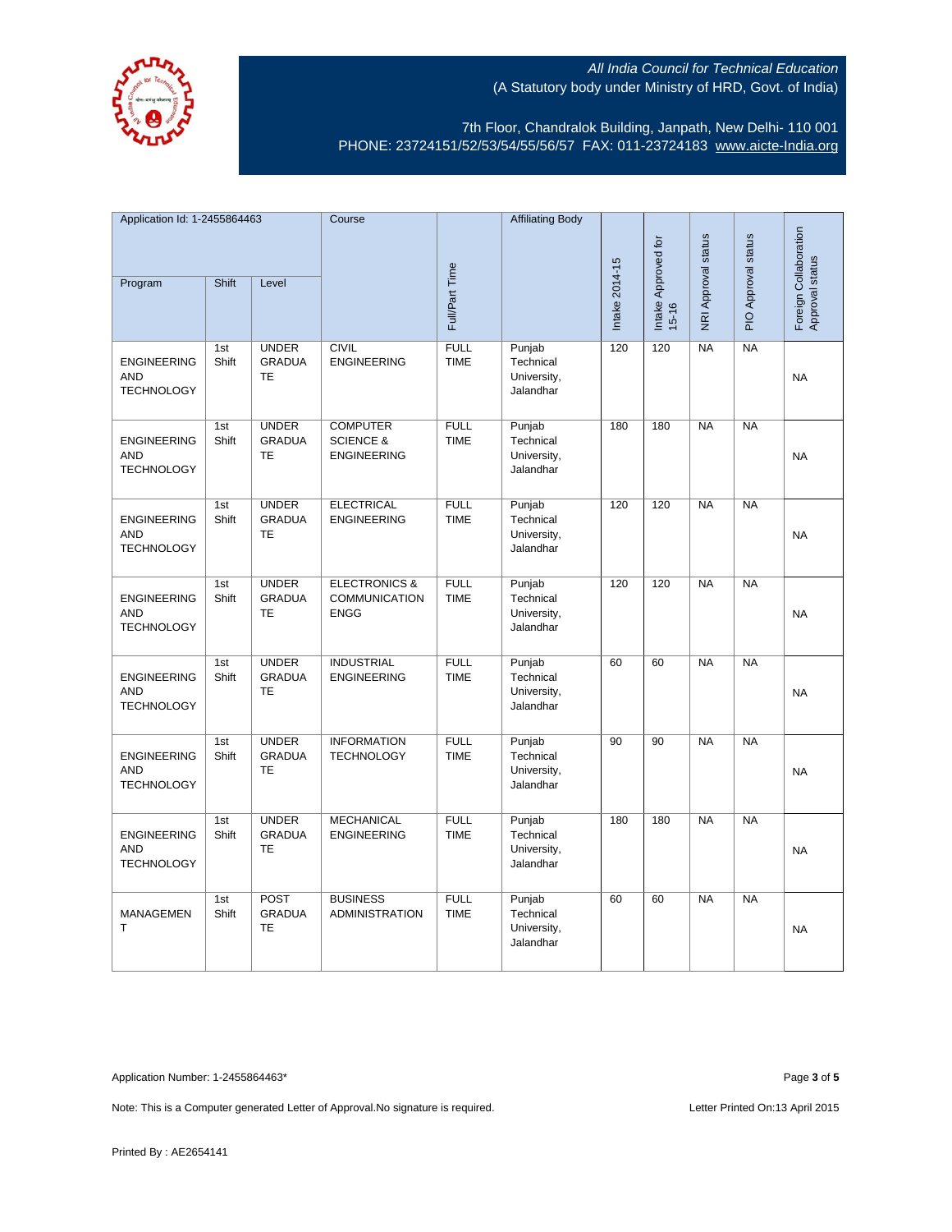All India Council for Technical Education
(A Statutory body under Ministry of HRD, Govt. of India)

7th Floor, Chandralok Building, Janpath, New Delhi- 110 001
PHONE: 23724151/52/53/54/55/56/57 FAX: 011-23724183 www.aicte-India.org

| Application Id: 1-2455864463 | | | Course | Full/Part Time | Affiliating Body | Intake 2014-15 | Intake Approved for 15-16 | NRI Approval status | PIO Approval status | Foreign Collaboration Approval status |
|---|---|---|---|---|---|---|---|---|---|---|
| Program | Shift | Level | | | | | | | | |
| ENGINEERING AND TECHNOLOGY | 1st Shift | UNDER GRADUATE | CIVIL ENGINEERING | FULL TIME | Punjab Technical University, Jalandhar | 120 | 120 | NA | NA | NA |
| ENGINEERING AND TECHNOLOGY | 1st Shift | UNDER GRADUATE | COMPUTER SCIENCE & ENGINEERING | FULL TIME | Punjab Technical University, Jalandhar | 180 | 180 | NA | NA | NA |
| ENGINEERING AND TECHNOLOGY | 1st Shift | UNDER GRADUATE | ELECTRICAL ENGINEERING | FULL TIME | Punjab Technical University, Jalandhar | 120 | 120 | NA | NA | NA |
| ENGINEERING AND TECHNOLOGY | 1st Shift | UNDER GRADUATE | ELECTRONICS & COMMUNICATION ENGG | FULL TIME | Punjab Technical University, Jalandhar | 120 | 120 | NA | NA | NA |
| ENGINEERING AND TECHNOLOGY | 1st Shift | UNDER GRADUATE | INDUSTRIAL ENGINEERING | FULL TIME | Punjab Technical University, Jalandhar | 60 | 60 | NA | NA | NA |
| ENGINEERING AND TECHNOLOGY | 1st Shift | UNDER GRADUATE | INFORMATION TECHNOLOGY | FULL TIME | Punjab Technical University, Jalandhar | 90 | 90 | NA | NA | NA |
| ENGINEERING AND TECHNOLOGY | 1st Shift | UNDER GRADUATE | MECHANICAL ENGINEERING | FULL TIME | Punjab Technical University, Jalandhar | 180 | 180 | NA | NA | NA |
| MANAGEMENT | 1st Shift | POST GRADUATE | BUSINESS ADMINISTRATION | FULL TIME | Punjab Technical University, Jalandhar | 60 | 60 | NA | NA | NA |

Application Number: 1-2455864463*

Note: This is a Computer generated Letter of Approval.No signature is required.

Letter Printed On:13 April 2015

Printed By : AE2654141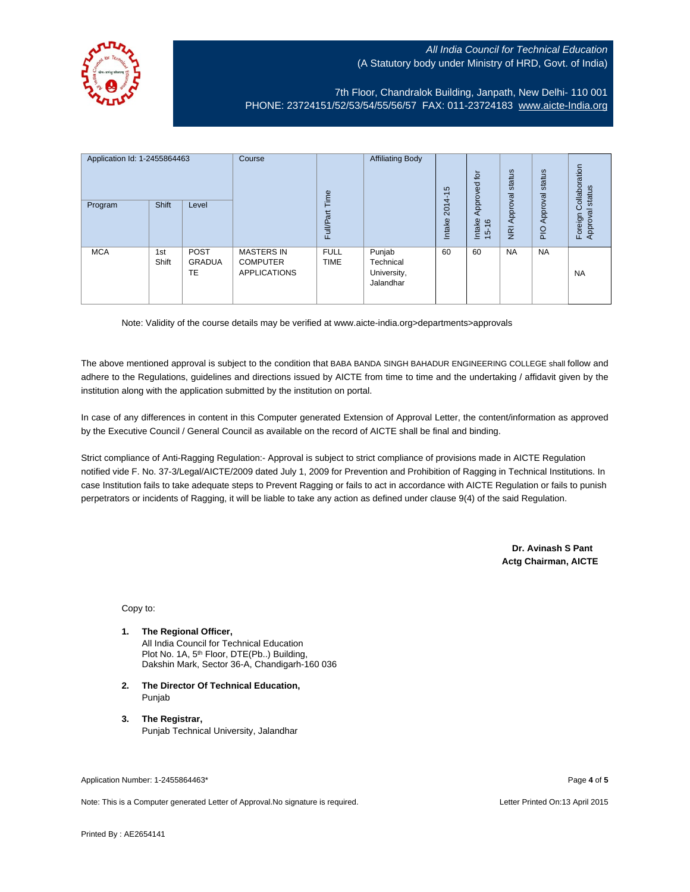All India Council for Technical Education
(A Statutory body under Ministry of HRD, Govt. of India)

7th Floor, Chandralok Building, Janpath, New Delhi- 110 001
PHONE: 23724151/52/53/54/55/56/57 FAX: 011-23724183 www.aicte-India.org

| Application Id: 1-2455864463 | | | Course | Full/Part Time | Affiliating Body | Intake 2014-15 | Intake Approved for 15-16 | NRI Approval status | PIO Approval status | Foreign Collaboration Approval status |
|---|---|---|---|---|---|---|---|---|---|---|
| Program | Shift | Level | | | | | | | | |
| MCA | 1st Shift | POST GRADUATE | MASTERS IN COMPUTER APPLICATIONS | FULL TIME | Punjab Technical University, Jalandhar | 60 | 60 | NA | NA | NA |

Note: Validity of the course details may be verified at www.aicte-india.org>departments>approvals

The above mentioned approval is subject to the condition that BABA BANDA SINGH BAHADUR ENGINEERING COLLEGE shall follow and adhere to the Regulations, guidelines and directions issued by AICTE from time to time and the undertaking / affidavit given by the institution along with the application submitted by the institution on portal.

In case of any differences in content in this Computer generated Extension of Approval Letter, the content/information as approved by the Executive Council / General Council as available on the record of AICTE shall be final and binding.

Strict compliance of Anti-Ragging Regulation:- Approval is subject to strict compliance of provisions made in AICTE Regulation notified vide F. No. 37-3/Legal/AICTE/2009 dated July 1, 2009 for Prevention and Prohibition of Ragging in Technical Institutions. In case Institution fails to take adequate steps to Prevent Ragging or fails to act in accordance with AICTE Regulation or fails to punish perpetrators or incidents of Ragging, it will be liable to take any action as defined under clause 9(4) of the said Regulation.

**Dr. Avinash S Pant**
**Actg Chairman, AICTE**

Copy to:

1. **The Regional Officer,**
   All India Council for Technical Education
   Plot No. 1A, 5th Floor, DTE(Pb..) Building,
   Dakshin Mark, Sector 36-A, Chandigarh-160 036

2. **The Director Of Technical Education,**
   Punjab

3. **The Registrar,**
   Punjab Technical University, Jalandhar

Application Number: 1-2455864463*

Note: This is a Computer generated Letter of Approval.No signature is required. Letter Printed On:13 April 2015

Printed By : AE2654141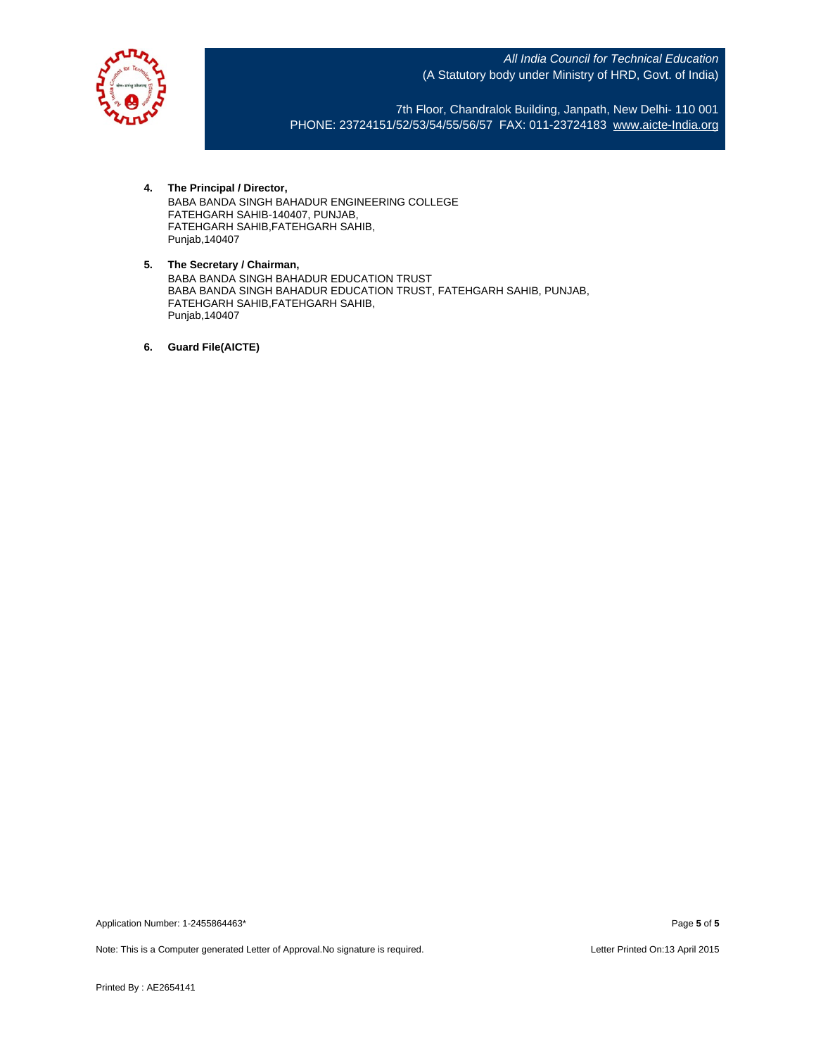4. **The Principal / Director,**
   BABA BANDA SINGH BAHADUR ENGINEERING COLLEGE
   FATEHGARH SAHIB-140407, PUNJAB,
   FATEHGARH SAHIB,FATEHGARH SAHIB,
   Punjab,140407

5. **The Secretary / Chairman,**
   BABA BANDA SINGH BAHADUR EDUCATION TRUST
   BABA BANDA SINGH BAHADUR EDUCATION TRUST, FATEHGARH SAHIB, PUNJAB,
   FATEHGARH SAHIB,FATEHGARH SAHIB,
   Punjab,140407

6. **Guard File(AICTE)**

Application Number: 1-2455864463*

Note: This is a Computer generated Letter of Approval.No signature is required.

Letter Printed On:13 April 2015

Printed By : AE2654141